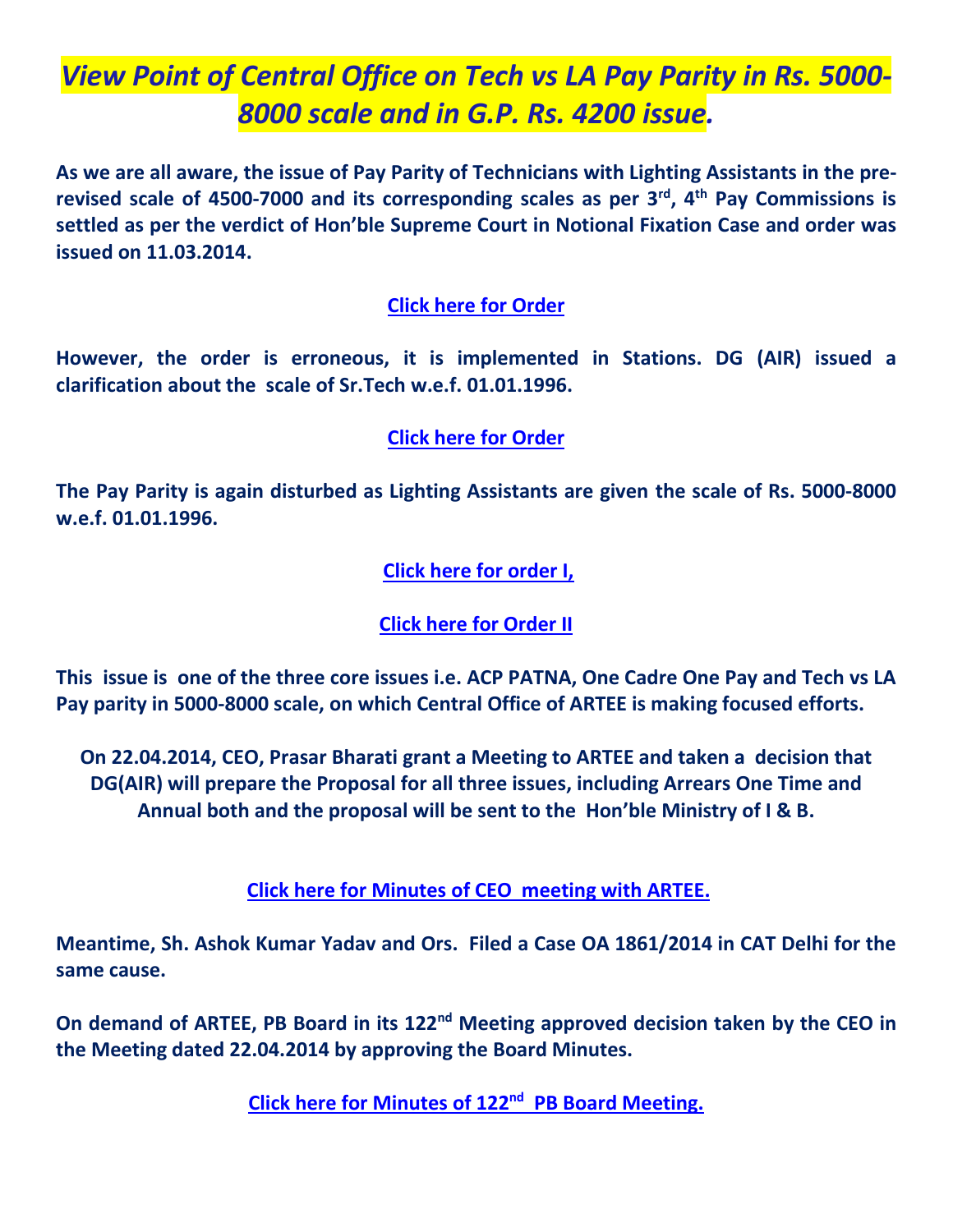# *View Point of Central Office on Tech vs LA Pay Parity in Rs. 5000-8000 scale and in G.P. Rs. 4200 issue.*

**As we are all aware, the issue of Pay Parity of Technicians with Lighting Assistants in the pre-revised scale of 4500-7000 and its corresponding scales as per 3rd, 4th Pay Commissions is settled as per the verdict of Hon'ble Supreme Court in Notional Fixation Case and order was issued on 11.03.2014.**

**Click here for Order**

**However, the order is erroneous, it is implemented in Stations. DG (AIR) issued a clarification about the scale of Sr.Tech w.e.f. 01.01.1996.**

**Click here for Order**

**The Pay Parity is again disturbed as Lighting Assistants are given the scale of Rs. 5000-8000 w.e.f. 01.01.1996.**

**Click here for order I,**

**Click here for Order II**

**This issue is one of the three core issues i.e. ACP PATNA, One Cadre One Pay and Tech vs LA Pay parity in 5000-8000 scale, on which Central Office of ARTEE is making focused efforts.**

**On 22.04.2014, CEO, Prasar Bharati grant a Meeting to ARTEE and taken a decision that DG(AIR) will prepare the Proposal for all three issues, including Arrears One Time and Annual both and the proposal will be sent to the Hon'ble Ministry of I & B.**

**Click here for Minutes of CEO meeting with ARTEE.**

**Meantime, Sh. Ashok Kumar Yadav and Ors. Filed a Case OA 1861/2014 in CAT Delhi for the same cause.**

**On demand of ARTEE, PB Board in its 122nd Meeting approved decision taken by the CEO in the Meeting dated 22.04.2014 by approving the Board Minutes.**

**Click here for Minutes of 122nd PB Board Meeting.**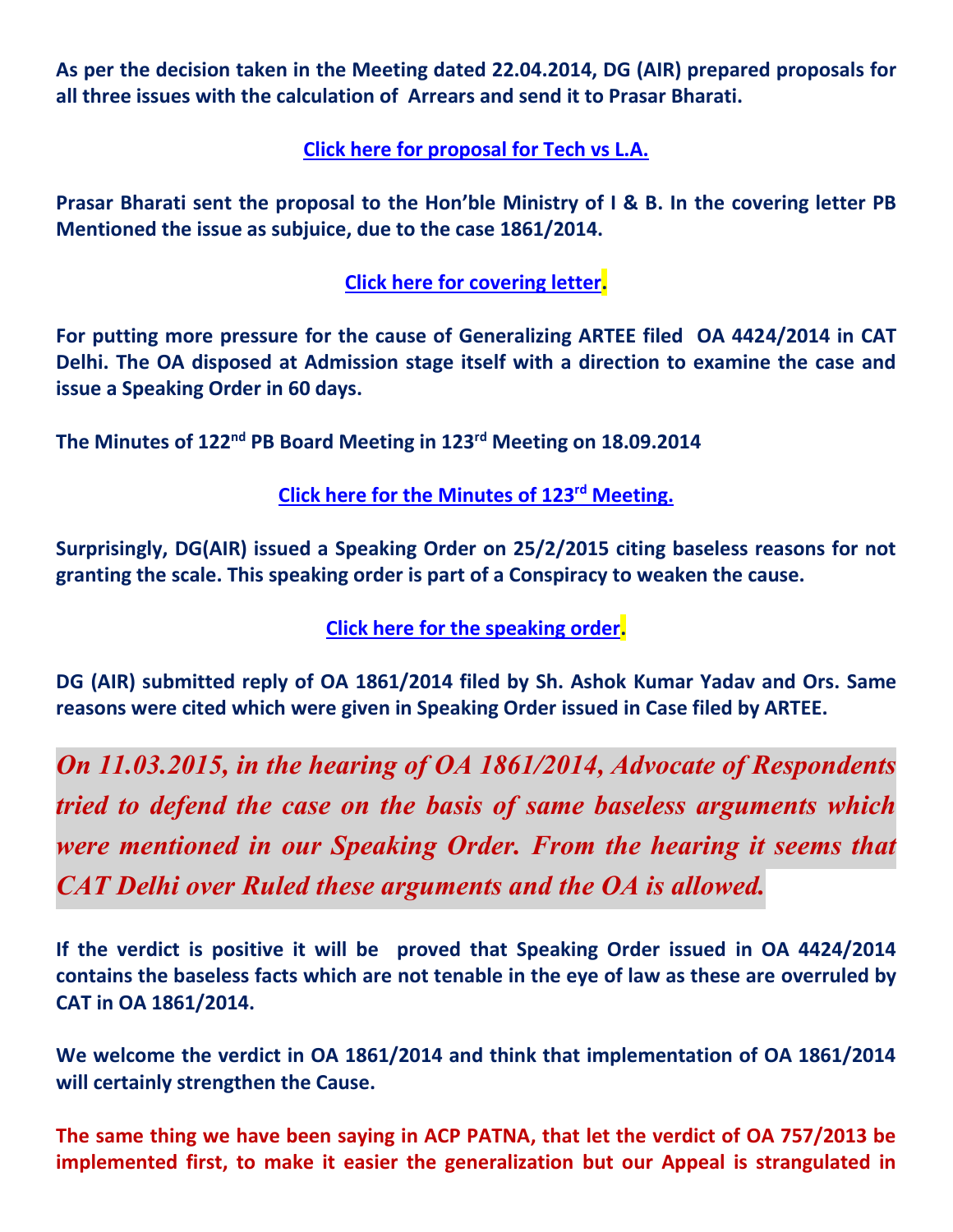**As per the decision taken in the Meeting dated 22.04.2014, DG (AIR) prepared proposals for all three issues with the calculation of Arrears and send it to Prasar Bharati.**

**Click here for proposal for Tech vs L.A.**

**Prasar Bharati sent the proposal to the Hon'ble Ministry of I & B. In the covering letter PB Mentioned the issue as subjuice, due to the case 1861/2014.**

**Click here for covering letter.**

**For putting more pressure for the cause of Generalizing ARTEE filed OA 4424/2014 in CAT Delhi. The OA disposed at Admission stage itself with a direction to examine the case and issue a Speaking Order in 60 days.**

**The Minutes of 122nd PB Board Meeting in 123rd Meeting on 18.09.2014**

**Click here for the Minutes of 123rd Meeting.**

**Surprisingly, DG(AIR) issued a Speaking Order on 25/2/2015 citing baseless reasons for not granting the scale. This speaking order is part of a Conspiracy to weaken the cause.**

**Click here for the speaking order.**

**DG (AIR) submitted reply of OA 1861/2014 filed by Sh. Ashok Kumar Yadav and Ors. Same reasons were cited which were given in Speaking Order issued in Case filed by ARTEE.**

***On 11.03.2015, in the hearing of OA 1861/2014, Advocate of Respondents tried to defend the case on the basis of same baseless arguments which were mentioned in our Speaking Order. From the hearing it seems that CAT Delhi over Ruled these arguments and the OA is allowed.***

**If the verdict is positive it will be proved that Speaking Order issued in OA 4424/2014 contains the baseless facts which are not tenable in the eye of law as these are overruled by CAT in OA 1861/2014.**

**We welcome the verdict in OA 1861/2014 and think that implementation of OA 1861/2014 will certainly strengthen the Cause.**

**The same thing we have been saying in ACP PATNA, that let the verdict of OA 757/2013 be implemented first, to make it easier the generalization but our Appeal is strangulated in**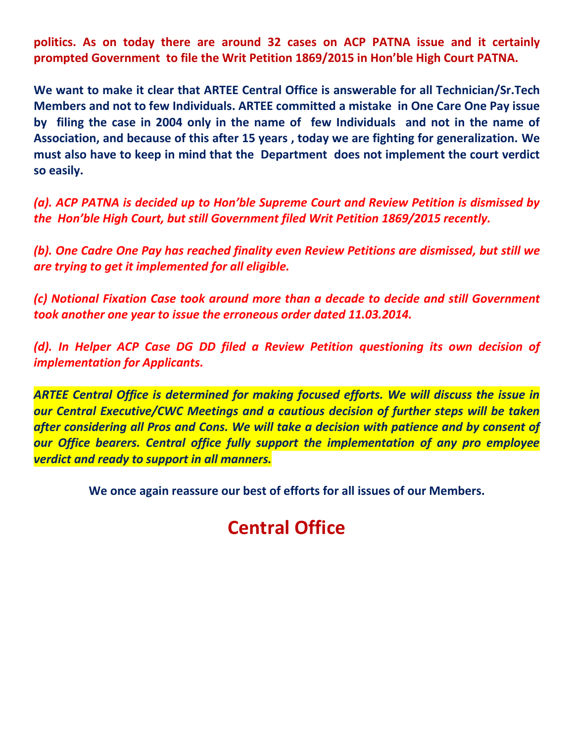**politics. As on today there are around 32 cases on ACP PATNA issue and it certainly prompted Government to file the Writ Petition 1869/2015 in Hon'ble High Court PATNA.**

**We want to make it clear that ARTEE Central Office is answerable for all Technician/Sr.Tech Members and not to few Individuals. ARTEE committed a mistake in One Care One Pay issue by filing the case in 2004 only in the name of few Individuals and not in the name of Association, and because of this after 15 years , today we are fighting for generalization. We must also have to keep in mind that the Department does not implement the court verdict so easily.**

***(a). ACP PATNA is decided up to Hon'ble Supreme Court and Review Petition is dismissed by the Hon'ble High Court, but still Government filed Writ Petition 1869/2015 recently.***

***(b). One Cadre One Pay has reached finality even Review Petitions are dismissed, but still we are trying to get it implemented for all eligible.***

***(c) Notional Fixation Case took around more than a decade to decide and still Government took another one year to issue the erroneous order dated 11.03.2014.***

***(d). In Helper ACP Case DG DD filed a Review Petition questioning its own decision of implementation for Applicants.***

***ARTEE Central Office is determined for making focused efforts. We will discuss the issue in our Central Executive/CWC Meetings and a cautious decision of further steps will be taken after considering all Pros and Cons. We will take a decision with patience and by consent of our Office bearers. Central office fully support the implementation of any pro employee verdict and ready to support in all manners.***

**We once again reassure our best of efforts for all issues of our Members.**

## Central Office